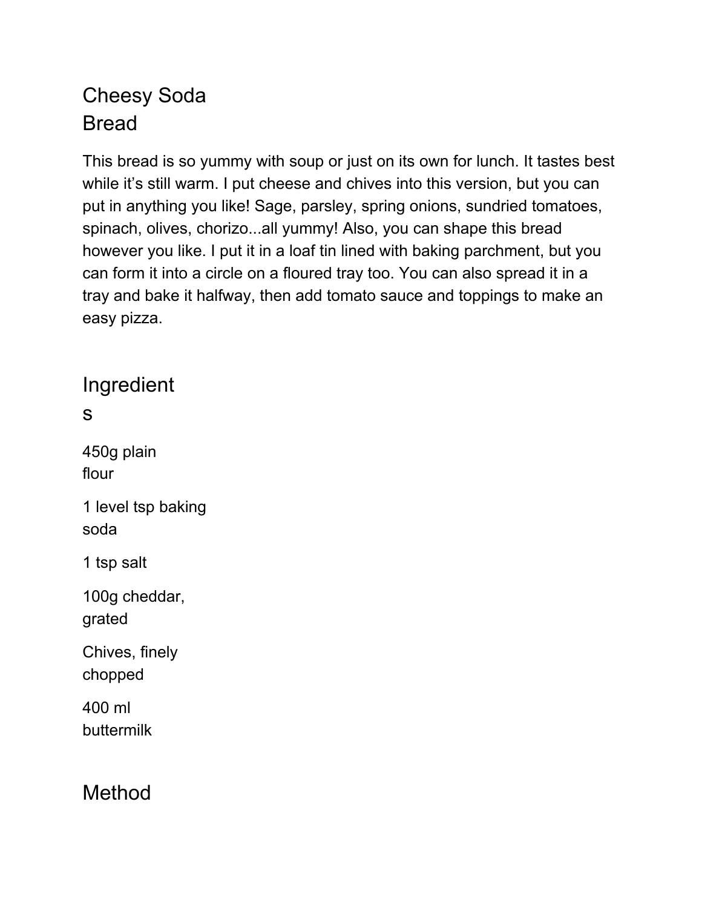# Cheesy Soda Bread

This bread is so yummy with soup or just on its own for lunch. It tastes best while it's still warm. I put cheese and chives into this version, but you can put in anything you like! Sage, parsley, spring onions, sundried tomatoes, spinach, olives, chorizo...all yummy! Also, you can shape this bread however you like. I put it in a loaf tin lined with baking parchment, but you can form it into a circle on a floured tray too. You can also spread it in a tray and bake it halfway, then add tomato sauce and toppings to make an easy pizza.

## Ingredients

450g plain flour

1 level tsp baking soda

1 tsp salt

100g cheddar, grated

Chives, finely chopped

400 ml buttermilk

## Method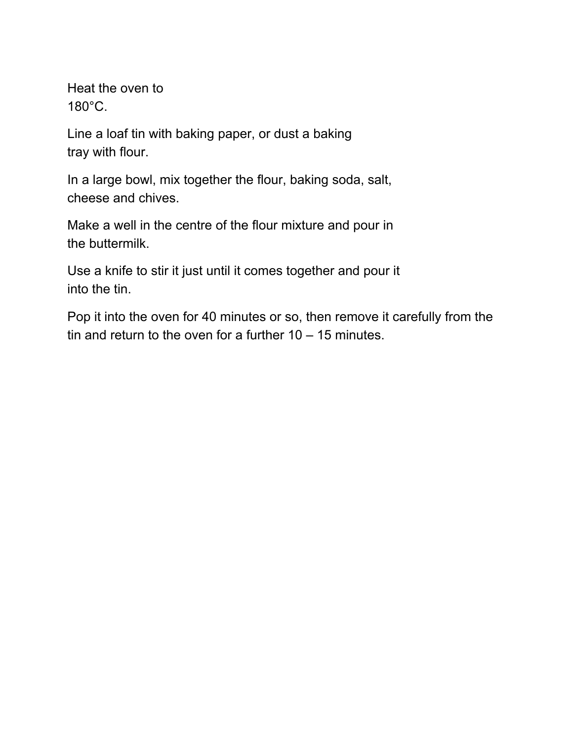Heat the oven to 180°C.

Line a loaf tin with baking paper, or dust a baking tray with flour.

In a large bowl, mix together the flour, baking soda, salt, cheese and chives.

Make a well in the centre of the flour mixture and pour in the buttermilk.

Use a knife to stir it just until it comes together and pour it into the tin.

Pop it into the oven for 40 minutes or so, then remove it carefully from the tin and return to the oven for a further 10 – 15 minutes.